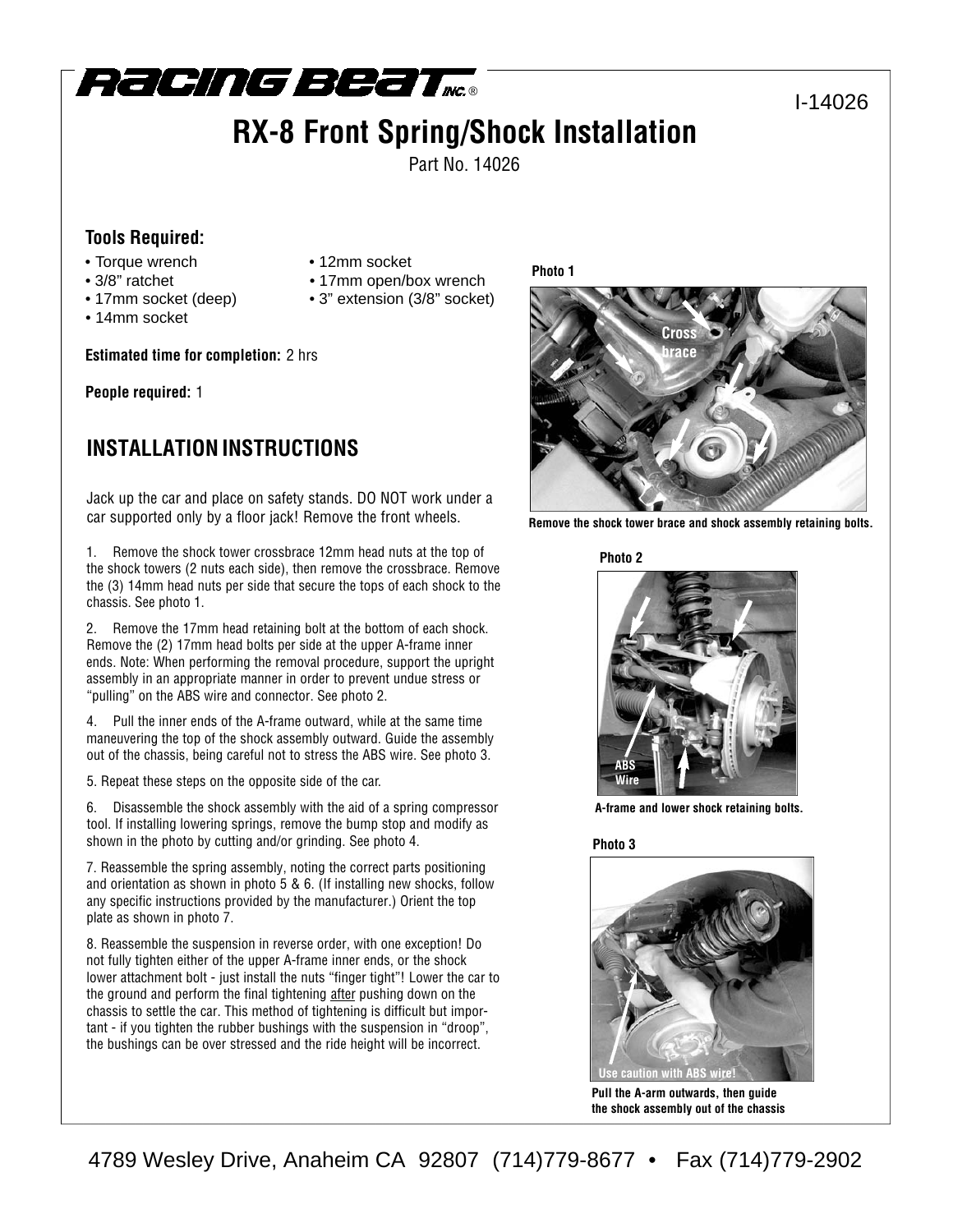# RACING BEAT INC.®

I-14026

# RX-8 Front Spring/Shock Installation

Part No. 14026

### Tools Required:

- Torque wrench
- 3/8” ratchet
- 17mm socket (deep)
- 14mm socket
- 12mm socket
- 17mm open/box wrench
- 3” extension (3/8” socket)

**Estimated time for completion:** 2 hrs

**People required:** 1

## INSTALLATION INSTRUCTIONS

Jack up the car and place on safety stands. DO NOT work under a car supported only by a floor jack! Remove the front wheels.

1. Remove the shock tower crossbrace 12mm head nuts at the top of the shock towers (2 nuts each side), then remove the crossbrace. Remove the (3) 14mm head nuts per side that secure the tops of each shock to the chassis. See photo 1.

2. Remove the 17mm head retaining bolt at the bottom of each shock. Remove the (2) 17mm head bolts per side at the upper A-frame inner ends. Note: When performing the removal procedure, support the upright assembly in an appropriate manner in order to prevent undue stress or “pulling” on the ABS wire and connector. See photo 2.

4. Pull the inner ends of the A-frame outward, while at the same time maneuvering the top of the shock assembly outward. Guide the assembly out of the chassis, being careful not to stress the ABS wire. See photo 3.

5. Repeat these steps on the opposite side of the car.

6. Disassemble the shock assembly with the aid of a spring compressor tool. If installing lowering springs, remove the bump stop and modify as shown in the photo by cutting and/or grinding. See photo 4.

7. Reassemble the spring assembly, noting the correct parts positioning and orientation as shown in photo 5 & 6. (If installing new shocks, follow any specific instructions provided by the manufacturer.) Orient the top plate as shown in photo 7.

8. Reassemble the suspension in reverse order, with one exception! Do not fully tighten either of the upper A-frame inner ends, or the shock lower attachment bolt - just install the nuts “finger tight”! Lower the car to the ground and perform the final tightening after pushing down on the chassis to settle the car. This method of tightening is difficult but important - if you tighten the rubber bushings with the suspension in “droop”, the bushings can be over stressed and the ride height will be incorrect.

**Photo 1**

Cross brace

**Remove the shock tower brace and shock assembly retaining bolts.**

**Photo 2**

ABS Wire

**A-frame and lower shock retaining bolts.**

**Photo 3**

Use caution with ABS wire!

**Pull the A-arm outwards, then guide the shock assembly out of the chassis**

4789 Wesley Drive, Anaheim CA 92807 (714)779-8677 • Fax (714)779-2902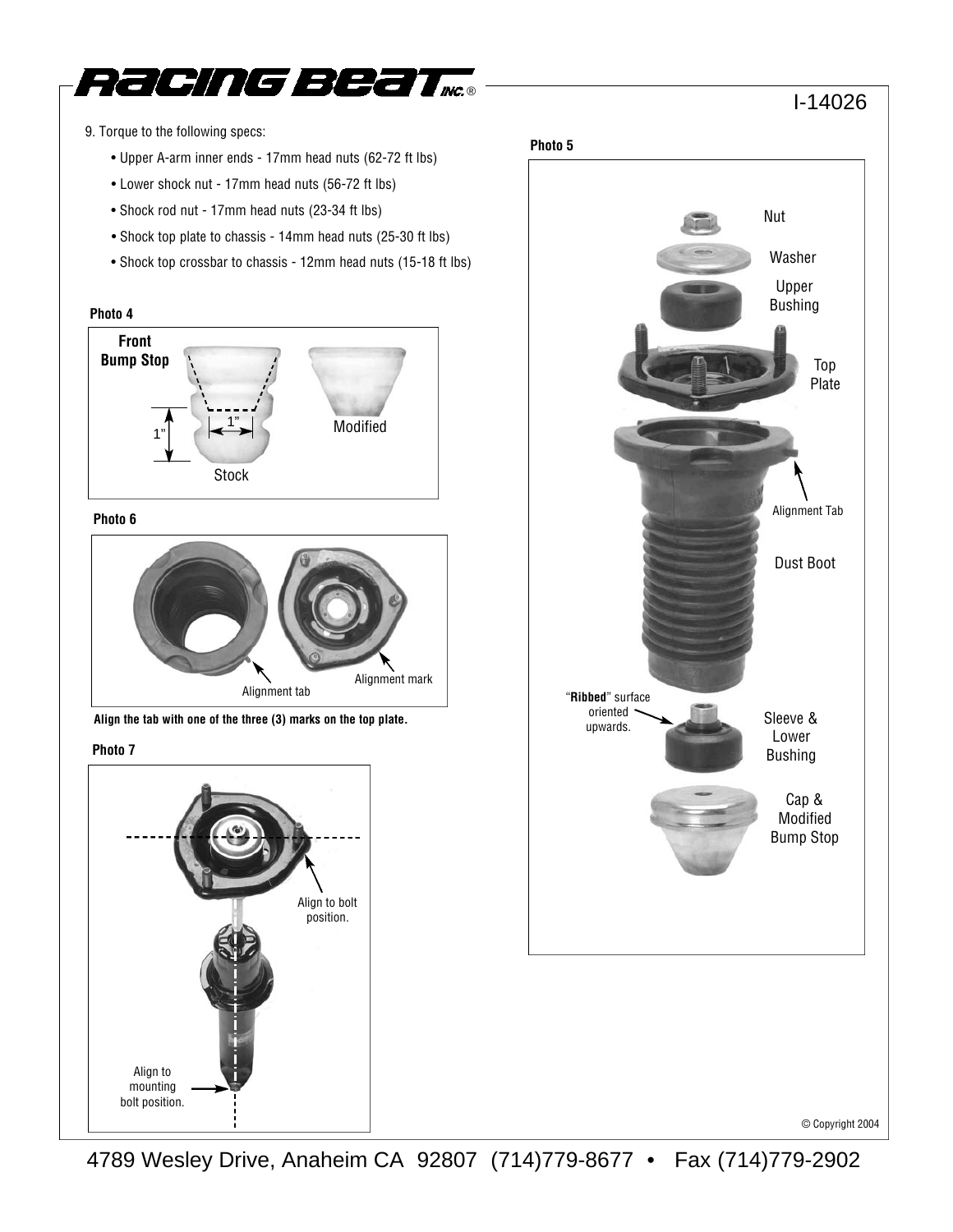I-14026

9. Torque to the following specs:

- Upper A-arm inner ends - 17mm head nuts (62-72 ft lbs)
- Lower shock nut - 17mm head nuts (56-72 ft lbs)
- Shock rod nut - 17mm head nuts (23-34 ft lbs)
- Shock top plate to chassis - 14mm head nuts (25-30 ft lbs)
- Shock top crossbar to chassis - 12mm head nuts (15-18 ft lbs)

**Photo 4**

Front Bump Stop

1"

1"

Stock

Modified

**Photo 6**

Alignment tab

Alignment mark

**Align the tab with one of the three (3) marks on the top plate.**

**Photo 7**

Align to bolt position.

Align to mounting bolt position.

**Photo 5**

Nut

Washer

Upper Bushing

Top Plate

Alignment Tab

Dust Boot

"**Ribbed**" surface oriented upwards.

Sleeve & Lower Bushing

Cap & Modified Bump Stop

© Copyright 2004

4789 Wesley Drive, Anaheim CA 92807 (714)779-8677 • Fax (714)779-2902